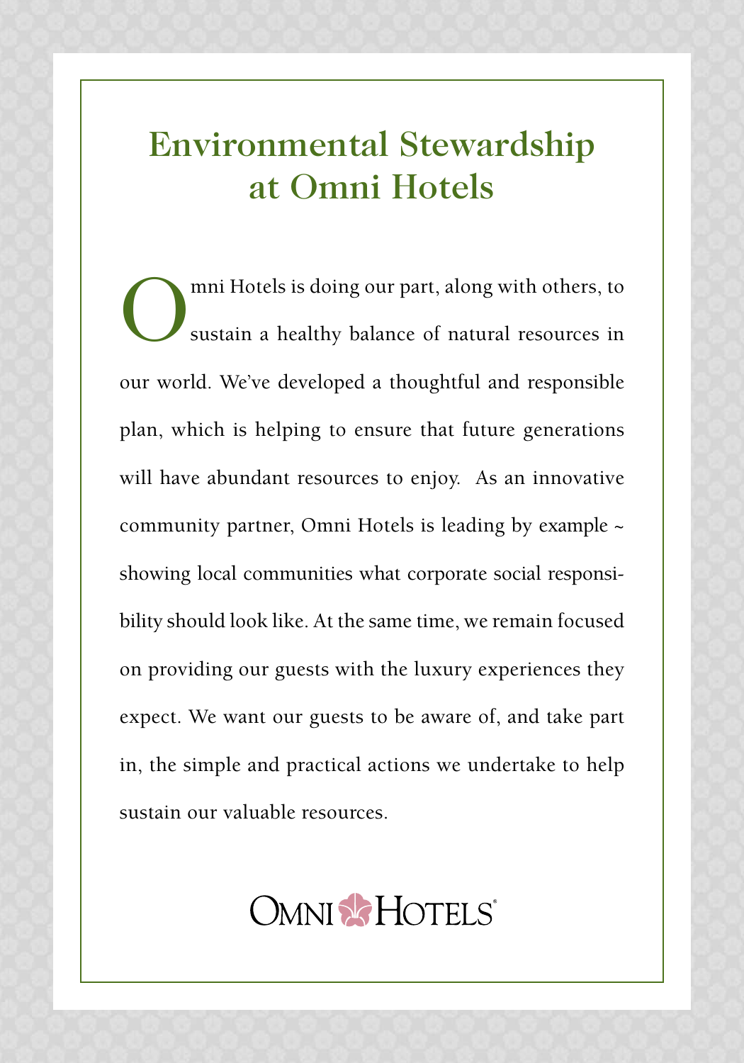# Environmental Stewardship at Omni Hotels

Omni Hotels is doing our part, along with others, to sustain a healthy balance of natural resources in our world. We've developed a thoughtful and responsible plan, which is helping to ensure that future generations will have abundant resources to enjoy. As an innovative community partner, Omni Hotels is leading by example ~ showing local communities what corporate social responsibility should look like. At the same time, we remain focused on providing our guests with the luxury experiences they expect. We want our guests to be aware of, and take part in, the simple and practical actions we undertake to help sustain our valuable resources.

OMNI HOTELS®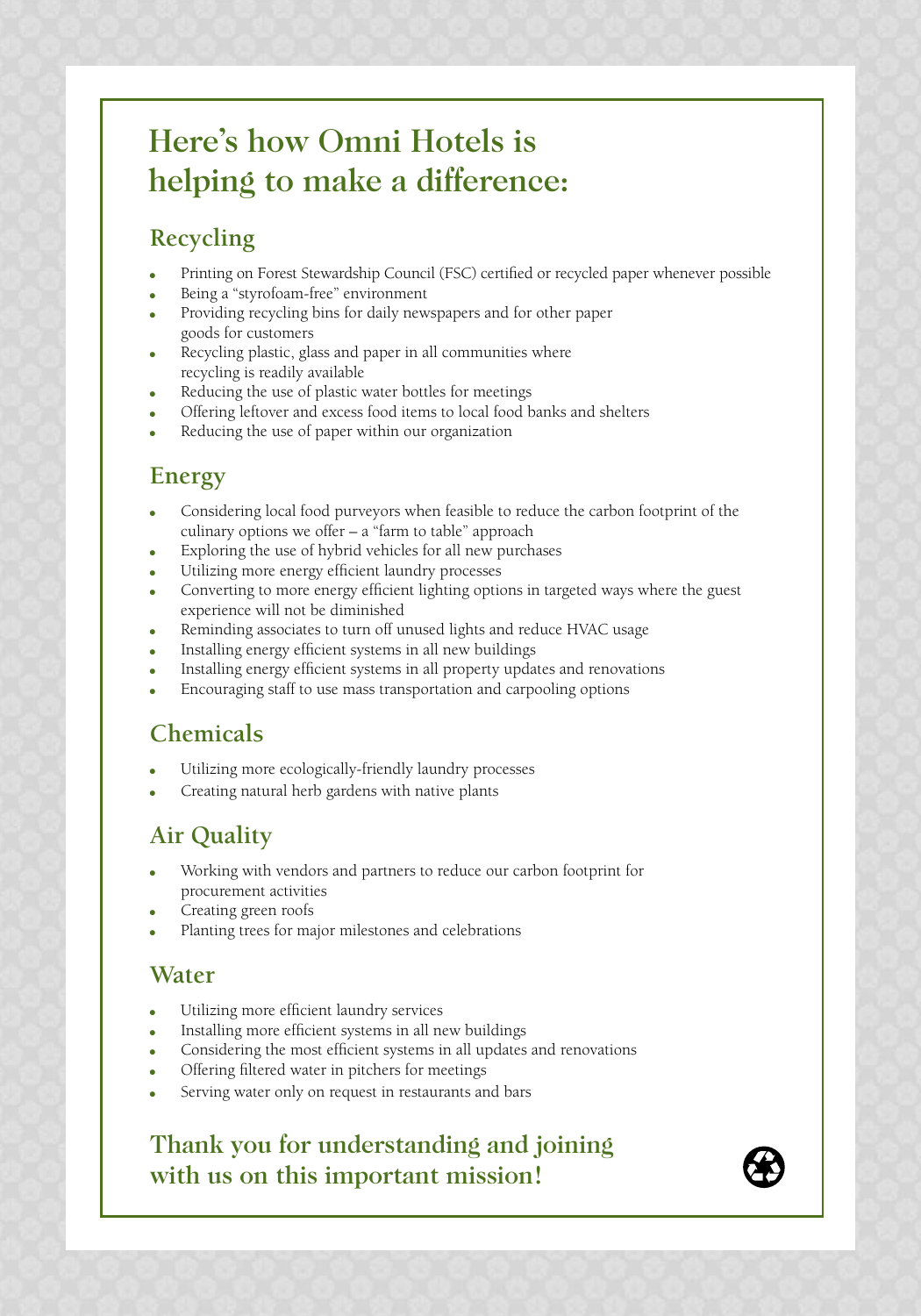# Here's how Omni Hotels is helping to make a difference:

## Recycling

- Printing on Forest Stewardship Council (FSC) certified or recycled paper whenever possible
- Being a "styrofoam-free" environment
- Providing recycling bins for daily newspapers and for other paper goods for customers
- Recycling plastic, glass and paper in all communities where recycling is readily available
- Reducing the use of plastic water bottles for meetings
- Offering leftover and excess food items to local food banks and shelters
- Reducing the use of paper within our organization

## Energy

- Considering local food purveyors when feasible to reduce the carbon footprint of the culinary options we offer – a "farm to table" approach
- Exploring the use of hybrid vehicles for all new purchases
- Utilizing more energy efficient laundry processes
- Converting to more energy efficient lighting options in targeted ways where the guest experience will not be diminished
- Reminding associates to turn off unused lights and reduce HVAC usage
- Installing energy efficient systems in all new buildings
- Installing energy efficient systems in all property updates and renovations
- Encouraging staff to use mass transportation and carpooling options

## Chemicals

- Utilizing more ecologically-friendly laundry processes
- Creating natural herb gardens with native plants

## Air Quality

- Working with vendors and partners to reduce our carbon footprint for procurement activities
- Creating green roofs
- Planting trees for major milestones and celebrations

## Water

- Utilizing more efficient laundry services
- Installing more efficient systems in all new buildings
- Considering the most efficient systems in all updates and renovations
- Offering filtered water in pitchers for meetings
- Serving water only on request in restaurants and bars

## Thank you for understanding and joining with us on this important mission!